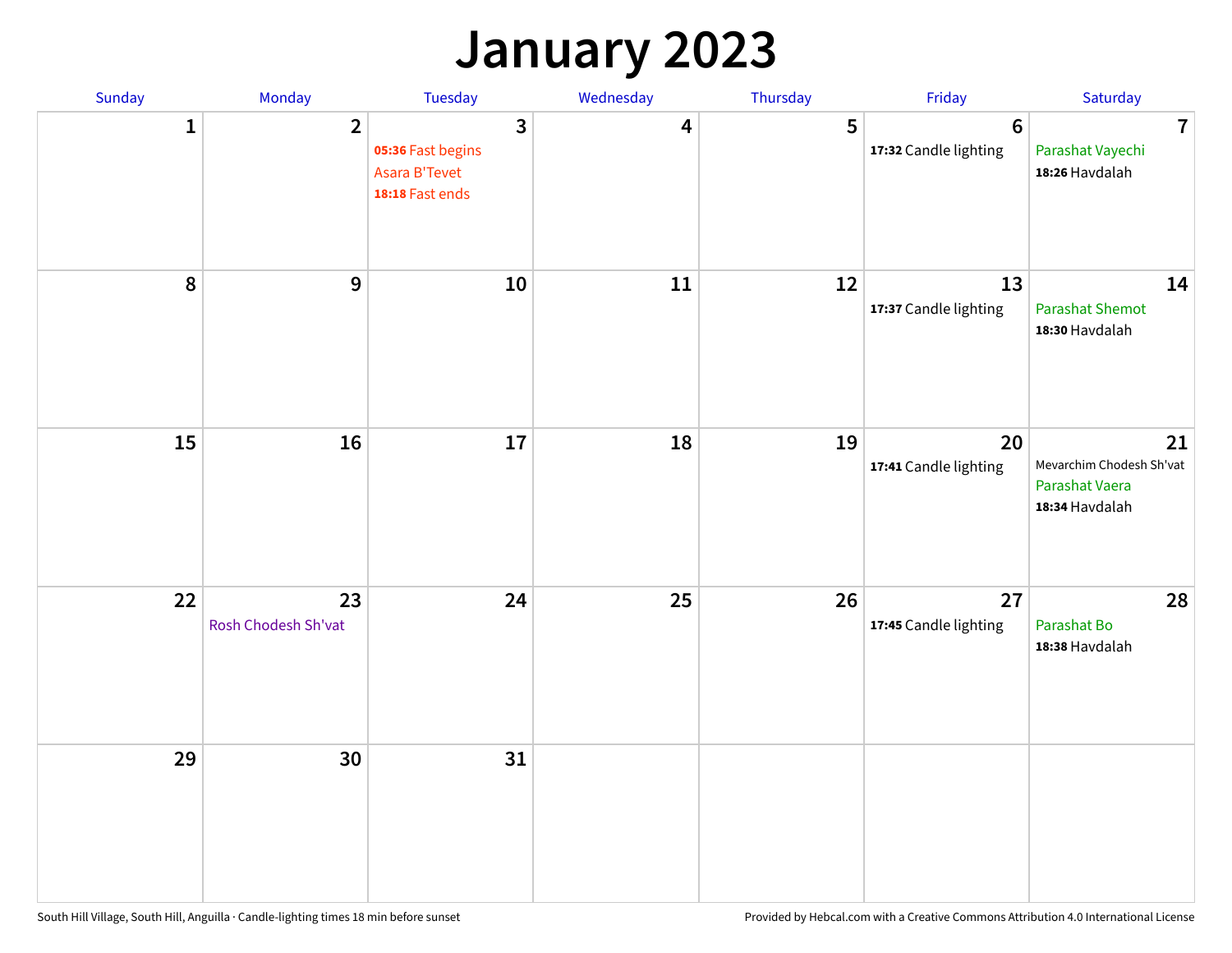# January 2023

| Sunday | Monday | Tuesday | Wednesday | Thursday | Friday | Saturday |
|---|---|---|---|---|---|---|
| 1 | 2 | 3<br>**05:36** Fast begins<br>Asara B'Tevet<br>**18:18** Fast ends | 4 | 5 | 6<br>**17:32** Candle lighting | 7<br>Parashat Vayechi<br>**18:26** Havdalah |
| 8 | 9 | 10 | 11 | 12 | 13<br>**17:37** Candle lighting | 14<br>Parashat Shemot<br>**18:30** Havdalah |
| 15 | 16 | 17 | 18 | 19 | 20<br>**17:41** Candle lighting | 21<br>Mevarchim Chodesh Sh'vat<br>Parashat Vaera<br>**18:34** Havdalah |
| 22 | 23<br>Rosh Chodesh Sh'vat | 24 | 25 | 26 | 27<br>**17:45** Candle lighting | 28<br>Parashat Bo<br>**18:38** Havdalah |
| 29 | 30 | 31 | | | | |

South Hill Village, South Hill, Anguilla · Candle-lighting times 18 min before sunset

Provided by Hebcal.com with a Creative Commons Attribution 4.0 International License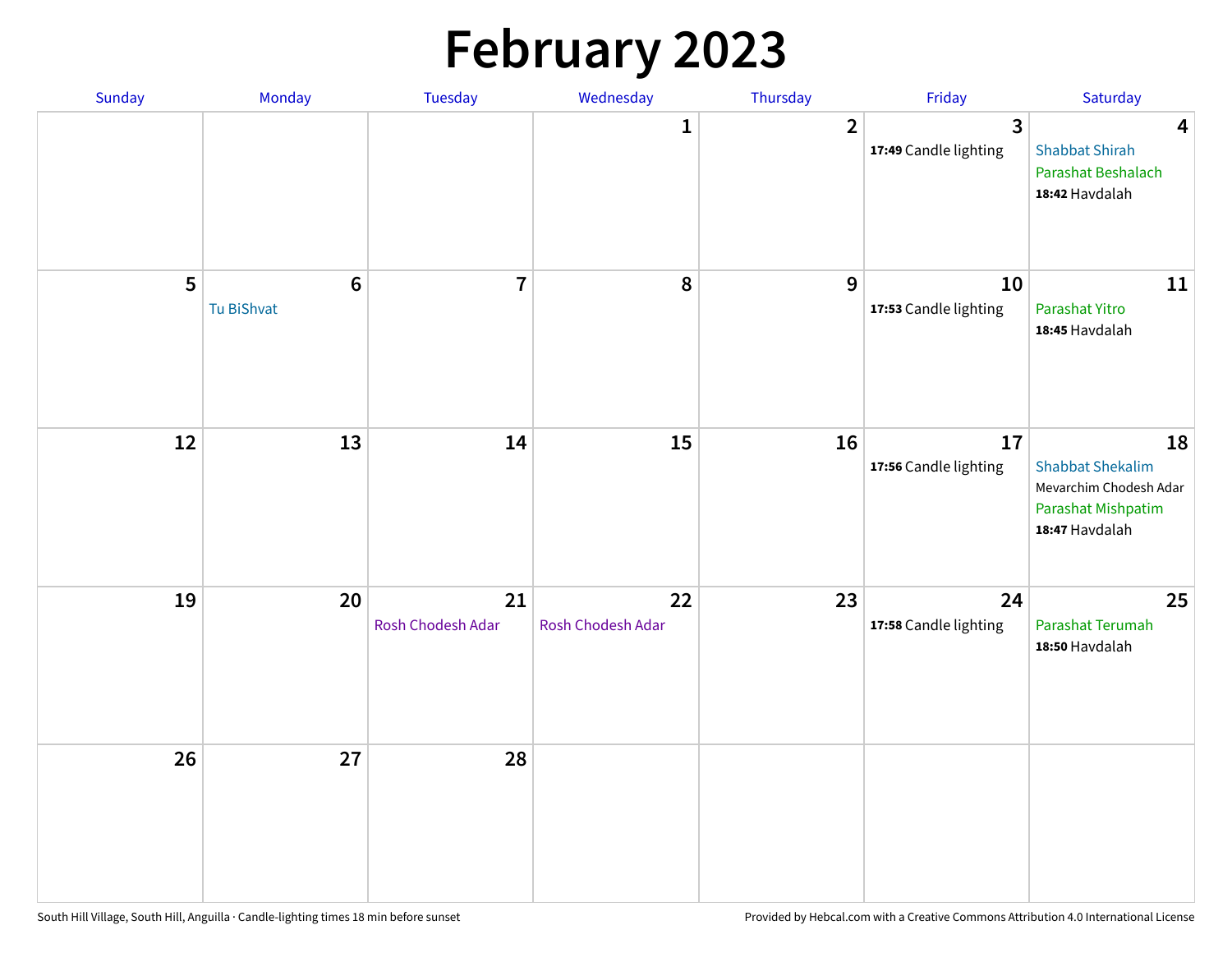# February 2023

| Sunday | Monday | Tuesday | Wednesday | Thursday | Friday | Saturday |
|---|---|---|---|---|---|---|
| | | | 1 | 2 | 3<br>**17:49** Candle lighting | 4<br>Shabbat Shirah<br>Parashat Beshalach<br>**18:42** Havdalah |
| 5 | 6<br>Tu BiShvat | 7 | 8 | 9 | 10<br>**17:53** Candle lighting | 11<br>Parashat Yitro<br>**18:45** Havdalah |
| 12 | 13 | 14 | 15 | 16 | 17<br>**17:56** Candle lighting | 18<br>Shabbat Shekalim<br>Mevarchim Chodesh Adar<br>Parashat Mishpatim<br>**18:47** Havdalah |
| 19 | 20 | 21<br>Rosh Chodesh Adar | 22<br>Rosh Chodesh Adar | 23 | 24<br>**17:58** Candle lighting | 25<br>Parashat Terumah<br>**18:50** Havdalah |
| 26 | 27 | 28 | | | | |

South Hill Village, South Hill, Anguilla · Candle-lighting times 18 min before sunset

Provided by Hebcal.com with a Creative Commons Attribution 4.0 International License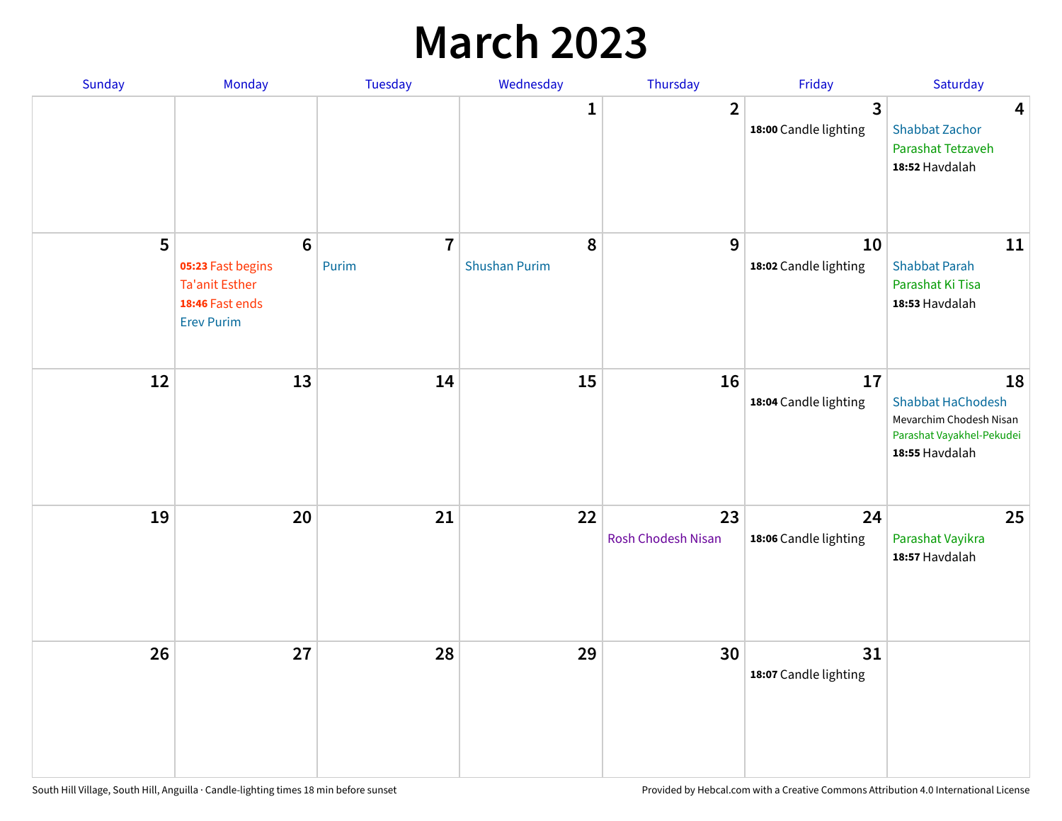# March 2023

| Sunday | Monday | Tuesday | Wednesday | Thursday | Friday | Saturday |
|---|---|---|---|---|---|---|
| | | | 1 | 2 | 3<br>**18:00** Candle lighting | 4<br>Shabbat Zachor<br>Parashat Tetzaveh<br>**18:52** Havdalah |
| 5 | 6<br>**05:23** Fast begins<br>Ta'anit Esther<br>**18:46** Fast ends<br>Erev Purim | 7<br>Purim | 8<br>Shushan Purim | 9 | 10<br>**18:02** Candle lighting | 11<br>Shabbat Parah<br>Parashat Ki Tisa<br>**18:53** Havdalah |
| 12 | 13 | 14 | 15 | 16 | 17<br>**18:04** Candle lighting | 18<br>Shabbat HaChodesh<br>Mevarchim Chodesh Nisan<br>Parashat Vayakhel-Pekudei<br>**18:55** Havdalah |
| 19 | 20 | 21 | 22 | 23<br>Rosh Chodesh Nisan | 24<br>**18:06** Candle lighting | 25<br>Parashat Vayikra<br>**18:57** Havdalah |
| 26 | 27 | 28 | 29 | 30 | 31<br>**18:07** Candle lighting | |

South Hill Village, South Hill, Anguilla · Candle-lighting times 18 min before sunset

Provided by Hebcal.com with a Creative Commons Attribution 4.0 International License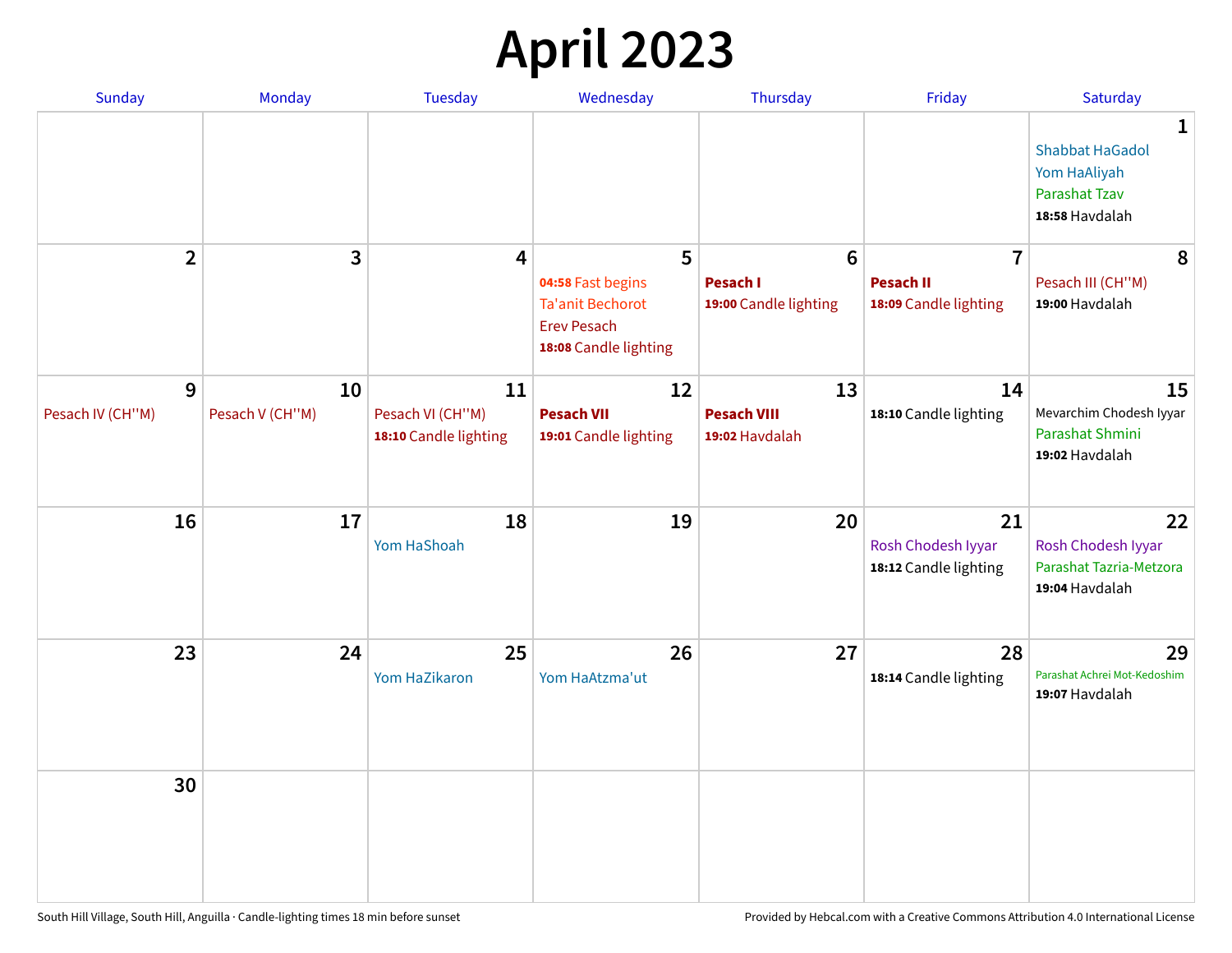# April 2023

| Sunday | Monday | Tuesday | Wednesday | Thursday | Friday | Saturday |
|---|---|---|---|---|---|---|
| | | | | | | **1**<br>Shabbat HaGadol<br>Yom HaAliyah<br>Parashat Tzav<br>**18:58** Havdalah |
| **2** | **3** | **4** | **5**<br>**04:58** Fast begins<br>Ta'anit Bechorot<br>Erev Pesach<br>**18:08** Candle lighting | **6**<br>**Pesach I**<br>**19:00** Candle lighting | **7**<br>**Pesach II**<br>**18:09** Candle lighting | **8**<br>Pesach III (CH''M)<br>**19:00** Havdalah |
| **9**<br>Pesach IV (CH''M) | **10**<br>Pesach V (CH''M) | **11**<br>Pesach VI (CH''M)<br>**18:10** Candle lighting | **12**<br>**Pesach VII**<br>**19:01** Candle lighting | **13**<br>**Pesach VIII**<br>**19:02** Havdalah | **14**<br>**18:10** Candle lighting | **15**<br>Mevarchim Chodesh Iyyar<br>Parashat Shmini<br>**19:02** Havdalah |
| **16** | **17** | **18**<br>Yom HaShoah | **19** | **20** | **21**<br>Rosh Chodesh Iyyar<br>**18:12** Candle lighting | **22**<br>Rosh Chodesh Iyyar<br>Parashat Tazria-Metzora<br>**19:04** Havdalah |
| **23** | **24** | **25**<br>Yom HaZikaron | **26**<br>Yom HaAtzma'ut | **27** | **28**<br>**18:14** Candle lighting | **29**<br>Parashat Achrei Mot-Kedoshim<br>**19:07** Havdalah |
| **30** | | | | | | |

South Hill Village, South Hill, Anguilla · Candle-lighting times 18 min before sunset

Provided by Hebcal.com with a Creative Commons Attribution 4.0 International License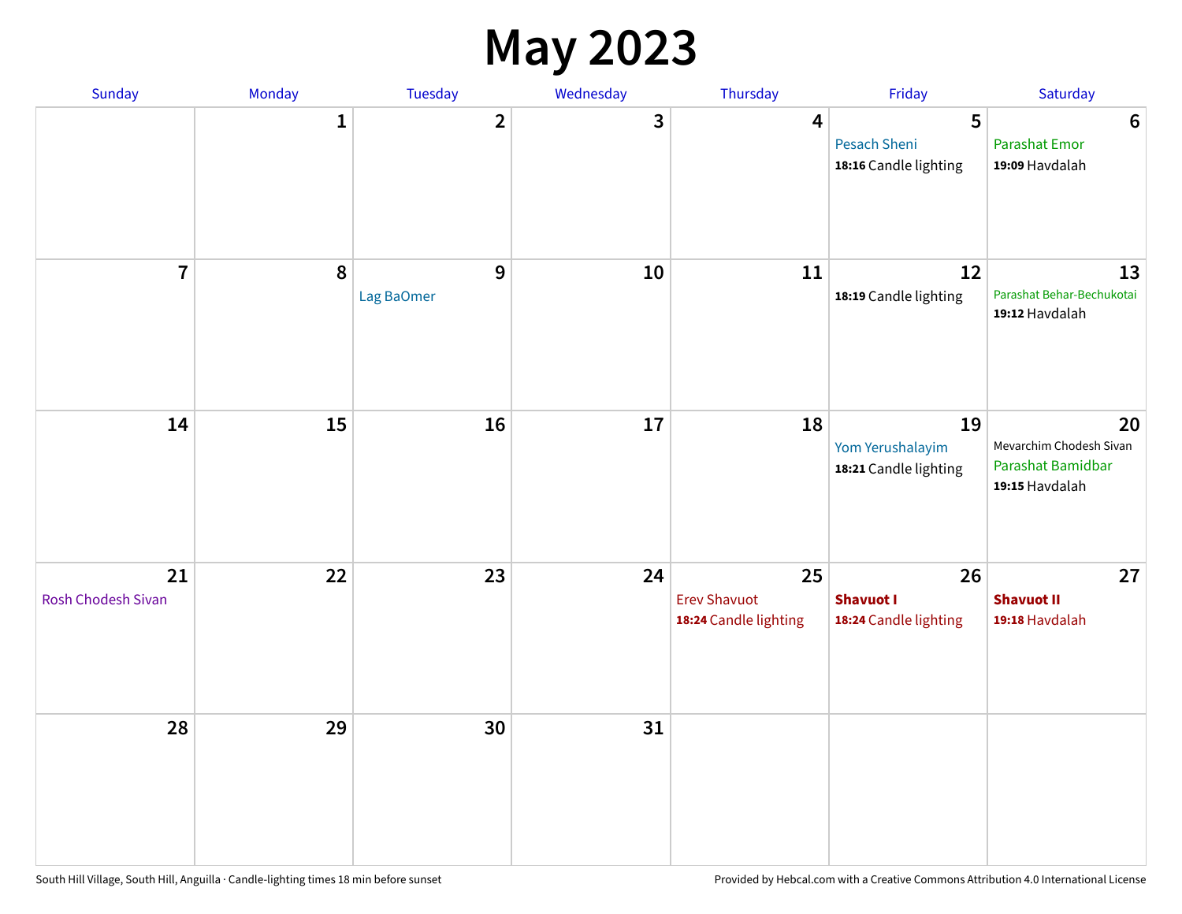# May 2023

| Sunday | Monday | Tuesday | Wednesday | Thursday | Friday | Saturday |
|---|---|---|---|---|---|---|
| | 1 | 2 | 3 | 4 | 5<br>Pesach Sheni<br>**18:16** Candle lighting | 6<br>Parashat Emor<br>**19:09** Havdalah |
| 7 | 8 | 9<br>Lag BaOmer | 10 | 11 | 12<br>**18:19** Candle lighting | 13<br>Parashat Behar-Bechukotai<br>**19:12** Havdalah |
| 14 | 15 | 16 | 17 | 18 | 19<br>Yom Yerushalayim<br>**18:21** Candle lighting | 20<br>Mevarchim Chodesh Sivan<br>Parashat Bamidbar<br>**19:15** Havdalah |
| 21<br>Rosh Chodesh Sivan | 22 | 23 | 24 | 25<br>Erev Shavuot<br>**18:24** Candle lighting | 26<br>**Shavuot I**<br>**18:24** Candle lighting | 27<br>**Shavuot II**<br>**19:18** Havdalah |
| 28 | 29 | 30 | 31 | | | |

South Hill Village, South Hill, Anguilla · Candle-lighting times 18 min before sunset

Provided by Hebcal.com with a Creative Commons Attribution 4.0 International License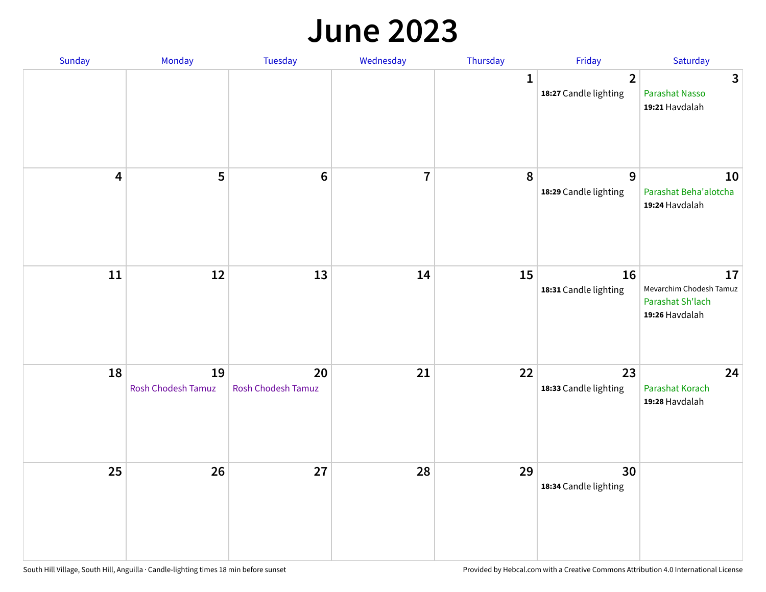# June 2023

| Sunday | Monday | Tuesday | Wednesday | Thursday | Friday | Saturday |
|---|---|---|---|---|---|---|
| | | | | 1 | 2<br>**18:27** Candle lighting | 3<br>Parashat Nasso<br>**19:21** Havdalah |
| 4 | 5 | 6 | 7 | 8 | 9<br>**18:29** Candle lighting | 10<br>Parashat Beha'alotcha<br>**19:24** Havdalah |
| 11 | 12 | 13 | 14 | 15 | 16<br>**18:31** Candle lighting | 17<br>Mevarchim Chodesh Tamuz<br>Parashat Sh'lach<br>**19:26** Havdalah |
| 18 | 19<br>Rosh Chodesh Tamuz | 20<br>Rosh Chodesh Tamuz | 21 | 22 | 23<br>**18:33** Candle lighting | 24<br>Parashat Korach<br>**19:28** Havdalah |
| 25 | 26 | 27 | 28 | 29 | 30<br>**18:34** Candle lighting | |

South Hill Village, South Hill, Anguilla · Candle-lighting times 18 min before sunset

Provided by Hebcal.com with a Creative Commons Attribution 4.0 International License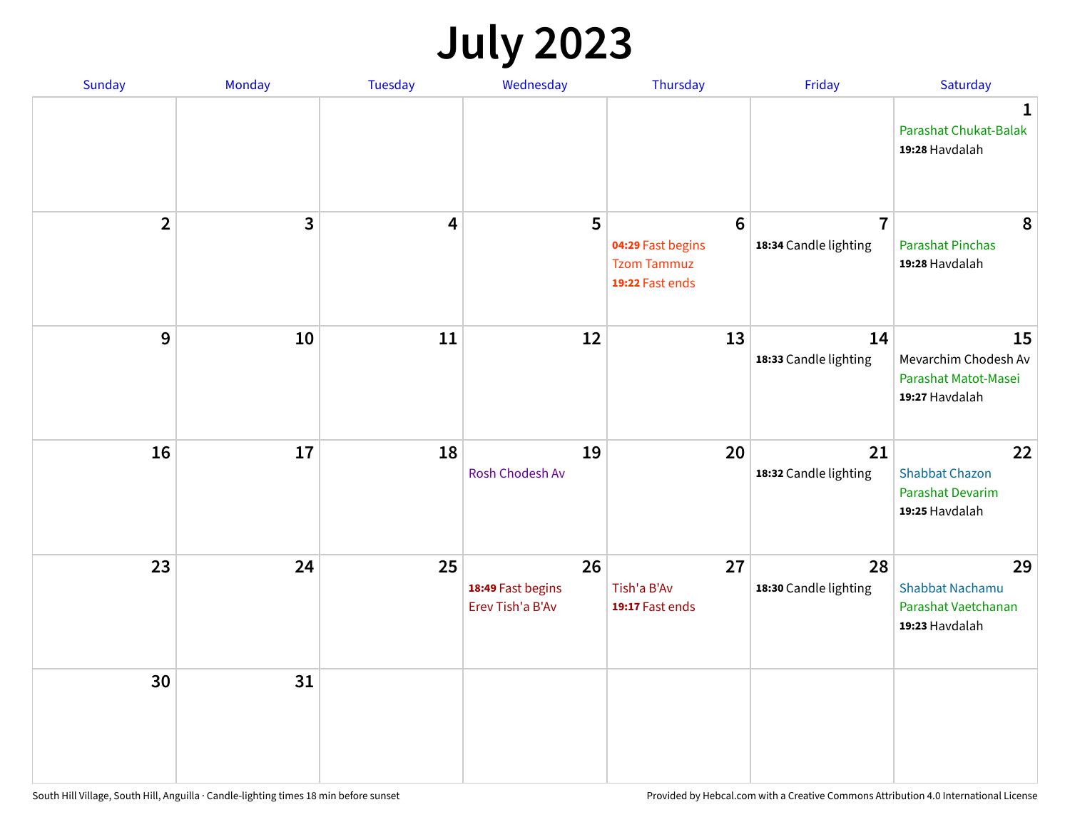# July 2023

| Sunday | Monday | Tuesday | Wednesday | Thursday | Friday | Saturday |
|---|---|---|---|---|---|---|
| | | | | | | 1<br>Parashat Chukat-Balak<br>**19:28** Havdalah |
| 2 | 3 | 4 | 5 | 6<br>**04:29** Fast begins<br>Tzom Tammuz<br>**19:22** Fast ends | 7<br>**18:34** Candle lighting | 8<br>Parashat Pinchas<br>**19:28** Havdalah |
| 9 | 10 | 11 | 12 | 13 | 14<br>**18:33** Candle lighting | 15<br>Mevarchim Chodesh Av<br>Parashat Matot-Masei<br>**19:27** Havdalah |
| 16 | 17 | 18 | 19<br>Rosh Chodesh Av | 20 | 21<br>**18:32** Candle lighting | 22<br>Shabbat Chazon<br>Parashat Devarim<br>**19:25** Havdalah |
| 23 | 24 | 25 | 26<br>**18:49** Fast begins<br>Erev Tish'a B'Av | 27<br>Tish'a B'Av<br>**19:17** Fast ends | 28<br>**18:30** Candle lighting | 29<br>Shabbat Nachamu<br>Parashat Vaetchanan<br>**19:23** Havdalah |
| 30 | 31 | | | | | |

South Hill Village, South Hill, Anguilla · Candle-lighting times 18 min before sunset

Provided by Hebcal.com with a Creative Commons Attribution 4.0 International License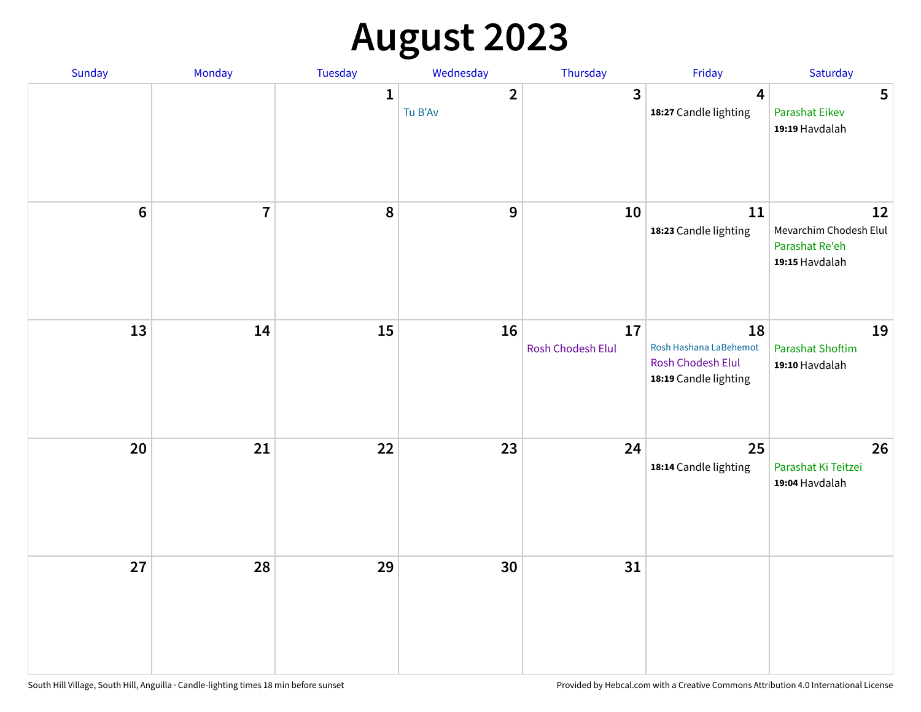# August 2023

| Sunday | Monday | Tuesday | Wednesday | Thursday | Friday | Saturday |
|---|---|---|---|---|---|---|
| | | 1 | 2<br>Tu B'Av | 3 | 4<br>**18:27** Candle lighting | 5<br>Parashat Eikev<br>**19:19** Havdalah |
| 6 | 7 | 8 | 9 | 10 | 11<br>**18:23** Candle lighting | 12<br>Mevarchim Chodesh Elul<br>Parashat Re'eh<br>**19:15** Havdalah |
| 13 | 14 | 15 | 16 | 17<br>Rosh Chodesh Elul | 18<br>Rosh Hashana LaBehemot<br>Rosh Chodesh Elul<br>**18:19** Candle lighting | 19<br>Parashat Shoftim<br>**19:10** Havdalah |
| 20 | 21 | 22 | 23 | 24 | 25<br>**18:14** Candle lighting | 26<br>Parashat Ki Teitzei<br>**19:04** Havdalah |
| 27 | 28 | 29 | 30 | 31 | | |

South Hill Village, South Hill, Anguilla · Candle-lighting times 18 min before sunset

Provided by Hebcal.com with a Creative Commons Attribution 4.0 International License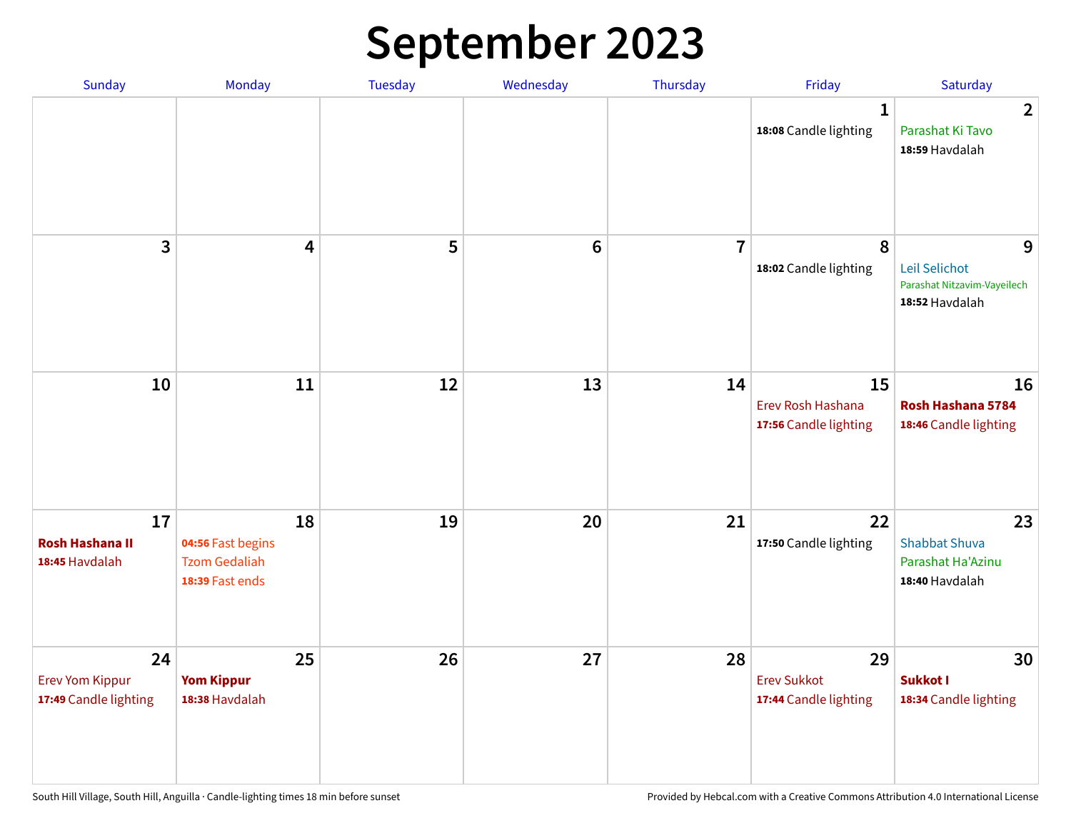# September 2023

| Sunday | Monday | Tuesday | Wednesday | Thursday | Friday | Saturday |
|---|---|---|---|---|---|---|
| | | | | | 1<br>**18:08** Candle lighting | 2<br>Parashat Ki Tavo<br>**18:59** Havdalah |
| 3 | 4 | 5 | 6 | 7 | 8<br>**18:02** Candle lighting | 9<br>Leil Selichot<br>Parashat Nitzavim-Vayeilech<br>**18:52** Havdalah |
| 10 | 11 | 12 | 13 | 14 | 15<br>Erev Rosh Hashana<br>**17:56** Candle lighting | 16<br>**Rosh Hashana 5784**<br>**18:46** Candle lighting |
| 17<br>**Rosh Hashana II**<br>**18:45** Havdalah | 18<br>**04:56** Fast begins<br>Tzom Gedaliah<br>**18:39** Fast ends | 19 | 20 | 21 | 22<br>**17:50** Candle lighting | 23<br>Shabbat Shuva<br>Parashat Ha'Azinu<br>**18:40** Havdalah |
| 24<br>Erev Yom Kippur<br>**17:49** Candle lighting | 25<br>**Yom Kippur**<br>**18:38** Havdalah | 26 | 27 | 28 | 29<br>Erev Sukkot<br>**17:44** Candle lighting | 30<br>**Sukkot I**<br>**18:34** Candle lighting |

South Hill Village, South Hill, Anguilla · Candle-lighting times 18 min before sunset

Provided by Hebcal.com with a Creative Commons Attribution 4.0 International License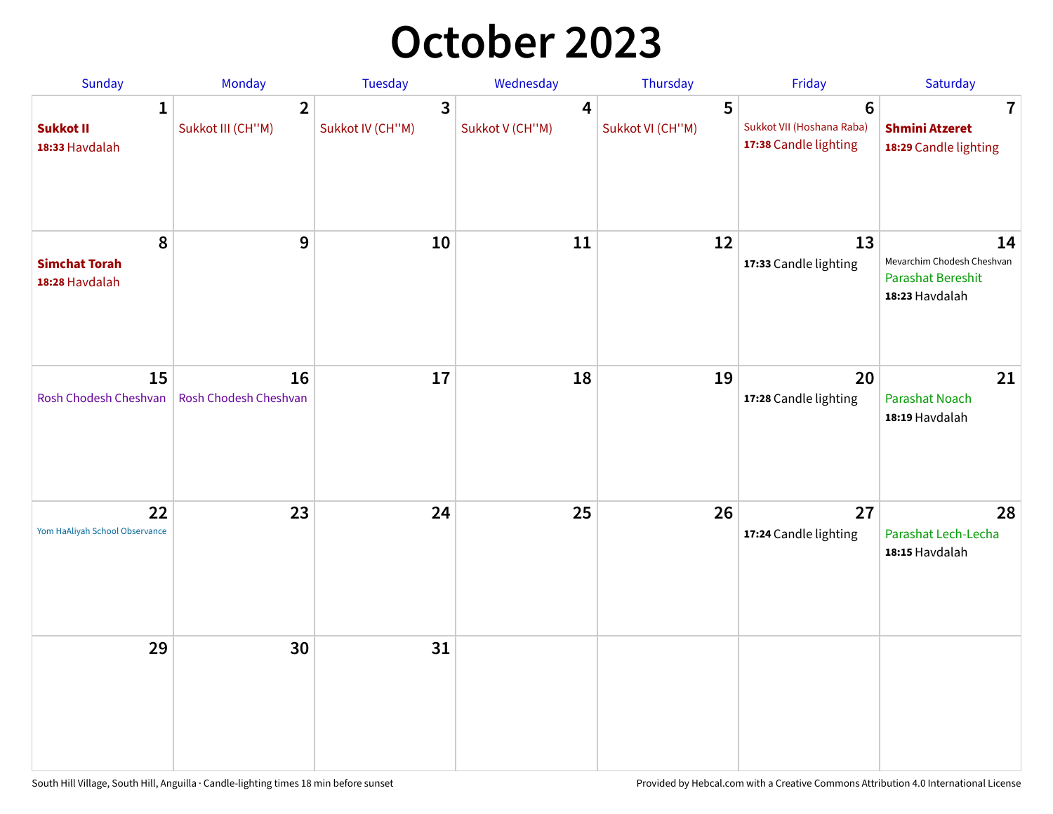# October 2023

| Sunday | Monday | Tuesday | Wednesday | Thursday | Friday | Saturday |
|---|---|---|---|---|---|---|
| **1**<br>**Sukkot II**<br>**18:33** Havdalah | **2**<br>Sukkot III (CH''M) | **3**<br>Sukkot IV (CH''M) | **4**<br>Sukkot V (CH''M) | **5**<br>Sukkot VI (CH''M) | **6**<br>Sukkot VII (Hoshana Raba)<br>**17:38** Candle lighting | **7**<br>**Shmini Atzeret**<br>**18:29** Candle lighting |
| **8**<br>**Simchat Torah**<br>**18:28** Havdalah | **9** | **10** | **11** | **12** | **13**<br>**17:33** Candle lighting | **14**<br>Mevarchim Chodesh Cheshvan<br>Parashat Bereshit<br>**18:23** Havdalah |
| **15**<br>Rosh Chodesh Cheshvan | **16**<br>Rosh Chodesh Cheshvan | **17** | **18** | **19** | **20**<br>**17:28** Candle lighting | **21**<br>Parashat Noach<br>**18:19** Havdalah |
| **22**<br>Yom HaAliyah School Observance | **23** | **24** | **25** | **26** | **27**<br>**17:24** Candle lighting | **28**<br>Parashat Lech-Lecha<br>**18:15** Havdalah |
| **29** | **30** | **31** | | | | |

South Hill Village, South Hill, Anguilla · Candle-lighting times 18 min before sunset

Provided by Hebcal.com with a Creative Commons Attribution 4.0 International License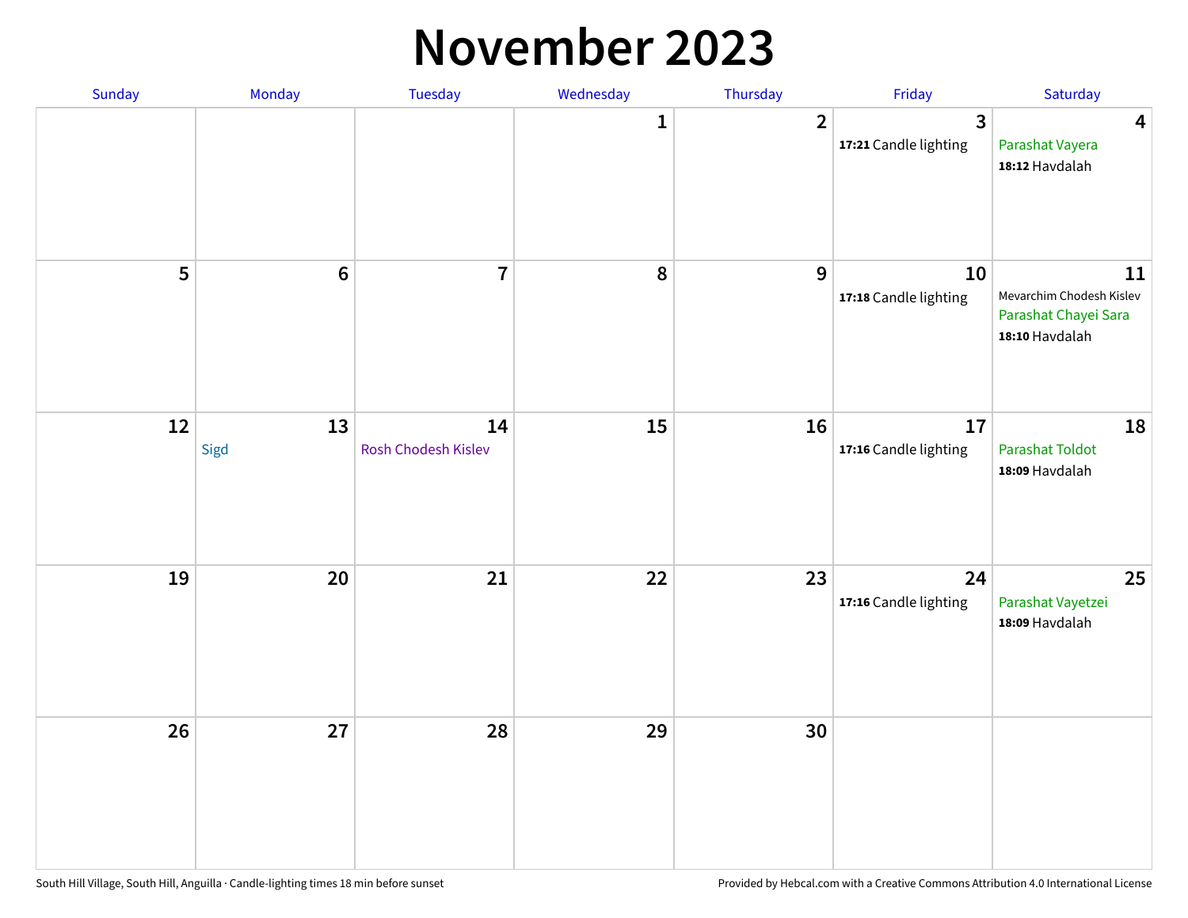# November 2023

| Sunday | Monday | Tuesday | Wednesday | Thursday | Friday | Saturday |
|---|---|---|---|---|---|---|
| | | | 1 | 2 | 3<br>**17:21** Candle lighting | 4<br>Parashat Vayera<br>**18:12** Havdalah |
| 5 | 6 | 7 | 8 | 9 | 10<br>**17:18** Candle lighting | 11<br>Mevarchim Chodesh Kislev<br>Parashat Chayei Sara<br>**18:10** Havdalah |
| 12 | 13<br>Sigd | 14<br>Rosh Chodesh Kislev | 15 | 16 | 17<br>**17:16** Candle lighting | 18<br>Parashat Toldot<br>**18:09** Havdalah |
| 19 | 20 | 21 | 22 | 23 | 24<br>**17:16** Candle lighting | 25<br>Parashat Vayetzei<br>**18:09** Havdalah |
| 26 | 27 | 28 | 29 | 30 | | |

South Hill Village, South Hill, Anguilla · Candle-lighting times 18 min before sunset

Provided by Hebcal.com with a Creative Commons Attribution 4.0 International License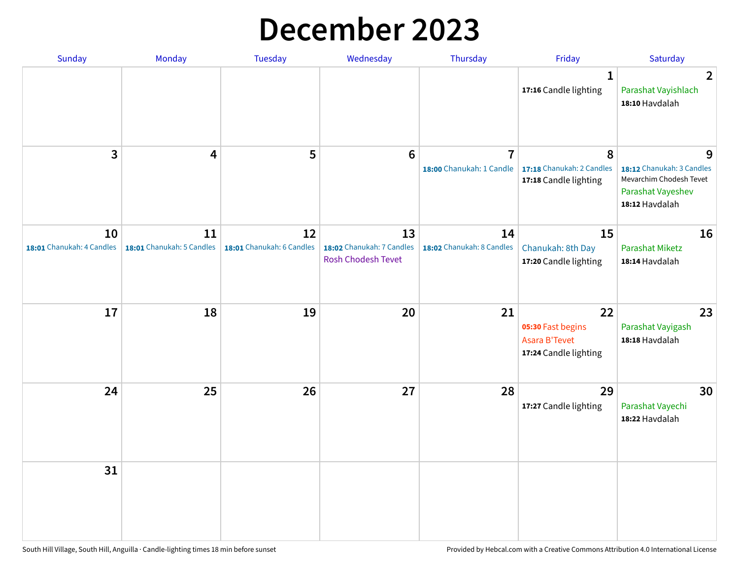# December 2023

| Sunday | Monday | Tuesday | Wednesday | Thursday | Friday | Saturday |
|---|---|---|---|---|---|---|
| | | | | | **1**<br>**17:16** Candle lighting | **2**<br>Parashat Vayishlach<br>**18:10** Havdalah |
| **3** | **4** | **5** | **6** | **7**<br>**18:00** Chanukah: 1 Candle | **8**<br>**17:18** Chanukah: 2 Candles<br>**17:18** Candle lighting | **9**<br>**18:12** Chanukah: 3 Candles<br>Mevarchim Chodesh Tevet<br>Parashat Vayeshev<br>**18:12** Havdalah |
| **10**<br>**18:01** Chanukah: 4 Candles | **11**<br>**18:01** Chanukah: 5 Candles | **12**<br>**18:01** Chanukah: 6 Candles | **13**<br>**18:02** Chanukah: 7 Candles<br>Rosh Chodesh Tevet | **14**<br>**18:02** Chanukah: 8 Candles | **15**<br>Chanukah: 8th Day<br>**17:20** Candle lighting | **16**<br>Parashat Miketz<br>**18:14** Havdalah |
| **17** | **18** | **19** | **20** | **21** | **22**<br>**05:30** Fast begins<br>Asara B'Tevet<br>**17:24** Candle lighting | **23**<br>Parashat Vayigash<br>**18:18** Havdalah |
| **24** | **25** | **26** | **27** | **28** | **29**<br>**17:27** Candle lighting | **30**<br>Parashat Vayechi<br>**18:22** Havdalah |
| **31** | | | | | | |

South Hill Village, South Hill, Anguilla · Candle-lighting times 18 min before sunset

Provided by Hebcal.com with a Creative Commons Attribution 4.0 International License